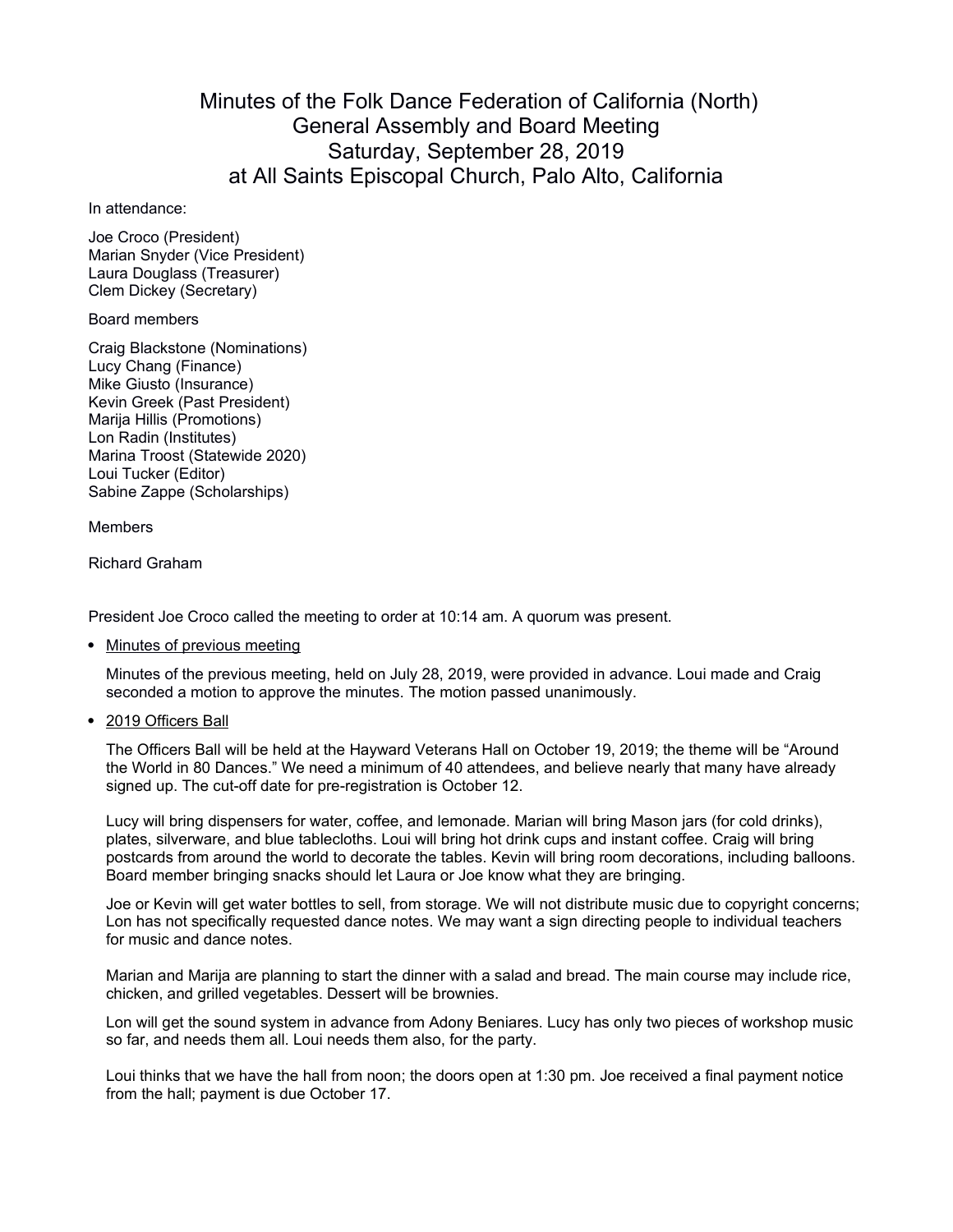# Minutes of the Folk Dance Federation of California (North) General Assembly and Board Meeting Saturday, September 28, 2019 at All Saints Episcopal Church, Palo Alto, California

In attendance:

Joe Croco (President)
Marian Snyder (Vice President)
Laura Douglass (Treasurer)
Clem Dickey (Secretary)

Board members

Craig Blackstone (Nominations)
Lucy Chang (Finance)
Mike Giusto (Insurance)
Kevin Greek (Past President)
Marija Hillis (Promotions)
Lon Radin (Institutes)
Marina Troost (Statewide 2020)
Loui Tucker (Editor)
Sabine Zappe (Scholarships)

Members

Richard Graham

President Joe Croco called the meeting to order at 10:14 am. A quorum was present.

- <u>Minutes of previous meeting</u>

  Minutes of the previous meeting, held on July 28, 2019, were provided in advance. Loui made and Craig seconded a motion to approve the minutes. The motion passed unanimously.

- <u>2019 Officers Ball</u>

  The Officers Ball will be held at the Hayward Veterans Hall on October 19, 2019; the theme will be "Around the World in 80 Dances." We need a minimum of 40 attendees, and believe nearly that many have already signed up. The cut-off date for pre-registration is October 12.

  Lucy will bring dispensers for water, coffee, and lemonade. Marian will bring Mason jars (for cold drinks), plates, silverware, and blue tablecloths. Loui will bring hot drink cups and instant coffee. Craig will bring postcards from around the world to decorate the tables. Kevin will bring room decorations, including balloons. Board member bringing snacks should let Laura or Joe know what they are bringing.

  Joe or Kevin will get water bottles to sell, from storage. We will not distribute music due to copyright concerns; Lon has not specifically requested dance notes. We may want a sign directing people to individual teachers for music and dance notes.

  Marian and Marija are planning to start the dinner with a salad and bread. The main course may include rice, chicken, and grilled vegetables. Dessert will be brownies.

  Lon will get the sound system in advance from Adony Beniares. Lucy has only two pieces of workshop music so far, and needs them all. Loui needs them also, for the party.

  Loui thinks that we have the hall from noon; the doors open at 1:30 pm. Joe received a final payment notice from the hall; payment is due October 17.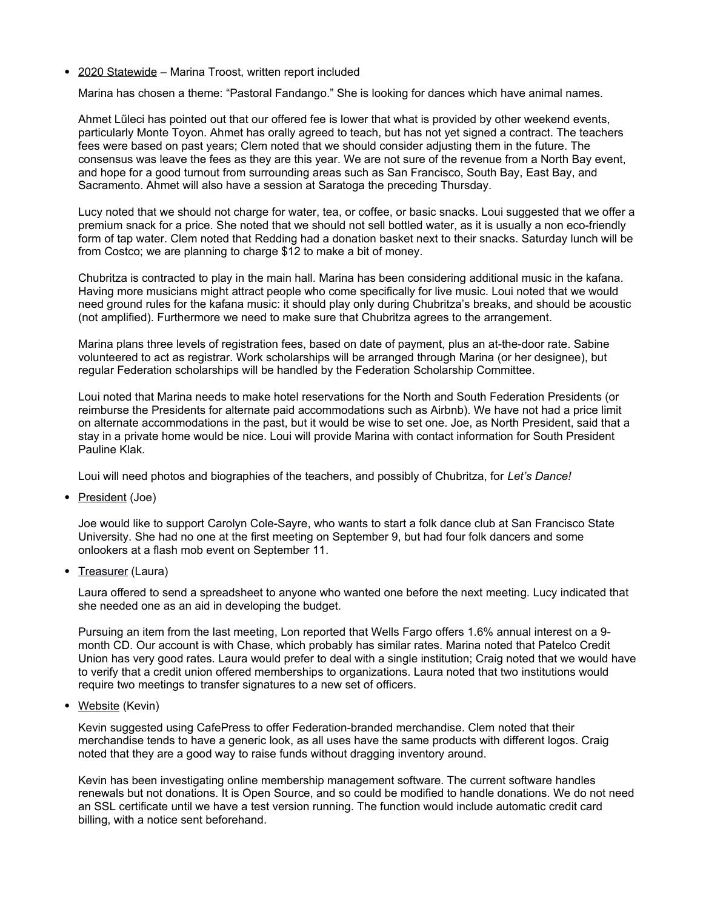- <u>2020 Statewide</u> – Marina Troost, written report included

  Marina has chosen a theme: "Pastoral Fandango." She is looking for dances which have animal names.

  Ahmet Lűleci has pointed out that our offered fee is lower that what is provided by other weekend events, particularly Monte Toyon. Ahmet has orally agreed to teach, but has not yet signed a contract. The teachers fees were based on past years; Clem noted that we should consider adjusting them in the future. The consensus was leave the fees as they are this year. We are not sure of the revenue from a North Bay event, and hope for a good turnout from surrounding areas such as San Francisco, South Bay, East Bay, and Sacramento. Ahmet will also have a session at Saratoga the preceding Thursday.

  Lucy noted that we should not charge for water, tea, or coffee, or basic snacks. Loui suggested that we offer a premium snack for a price. She noted that we should not sell bottled water, as it is usually a non eco-friendly form of tap water. Clem noted that Redding had a donation basket next to their snacks. Saturday lunch will be from Costco; we are planning to charge $12 to make a bit of money.

  Chubritza is contracted to play in the main hall. Marina has been considering additional music in the kafana. Having more musicians might attract people who come specifically for live music. Loui noted that we would need ground rules for the kafana music: it should play only during Chubritza's breaks, and should be acoustic (not amplified). Furthermore we need to make sure that Chubritza agrees to the arrangement.

  Marina plans three levels of registration fees, based on date of payment, plus an at-the-door rate. Sabine volunteered to act as registrar. Work scholarships will be arranged through Marina (or her designee), but regular Federation scholarships will be handled by the Federation Scholarship Committee.

  Loui noted that Marina needs to make hotel reservations for the North and South Federation Presidents (or reimburse the Presidents for alternate paid accommodations such as Airbnb). We have not had a price limit on alternate accommodations in the past, but it would be wise to set one. Joe, as North President, said that a stay in a private home would be nice. Loui will provide Marina with contact information for South President Pauline Klak.

  Loui will need photos and biographies of the teachers, and possibly of Chubritza, for *Let's Dance!*

- <u>President</u> (Joe)

  Joe would like to support Carolyn Cole-Sayre, who wants to start a folk dance club at San Francisco State University. She had no one at the first meeting on September 9, but had four folk dancers and some onlookers at a flash mob event on September 11.

- <u>Treasurer</u> (Laura)

  Laura offered to send a spreadsheet to anyone who wanted one before the next meeting. Lucy indicated that she needed one as an aid in developing the budget.

  Pursuing an item from the last meeting, Lon reported that Wells Fargo offers 1.6% annual interest on a 9-month CD. Our account is with Chase, which probably has similar rates. Marina noted that Patelco Credit Union has very good rates. Laura would prefer to deal with a single institution; Craig noted that we would have to verify that a credit union offered memberships to organizations. Laura noted that two institutions would require two meetings to transfer signatures to a new set of officers.

- <u>Website</u> (Kevin)

  Kevin suggested using CafePress to offer Federation-branded merchandise. Clem noted that their merchandise tends to have a generic look, as all uses have the same products with different logos. Craig noted that they are a good way to raise funds without dragging inventory around.

  Kevin has been investigating online membership management software. The current software handles renewals but not donations. It is Open Source, and so could be modified to handle donations. We do not need an SSL certificate until we have a test version running. The function would include automatic credit card billing, with a notice sent beforehand.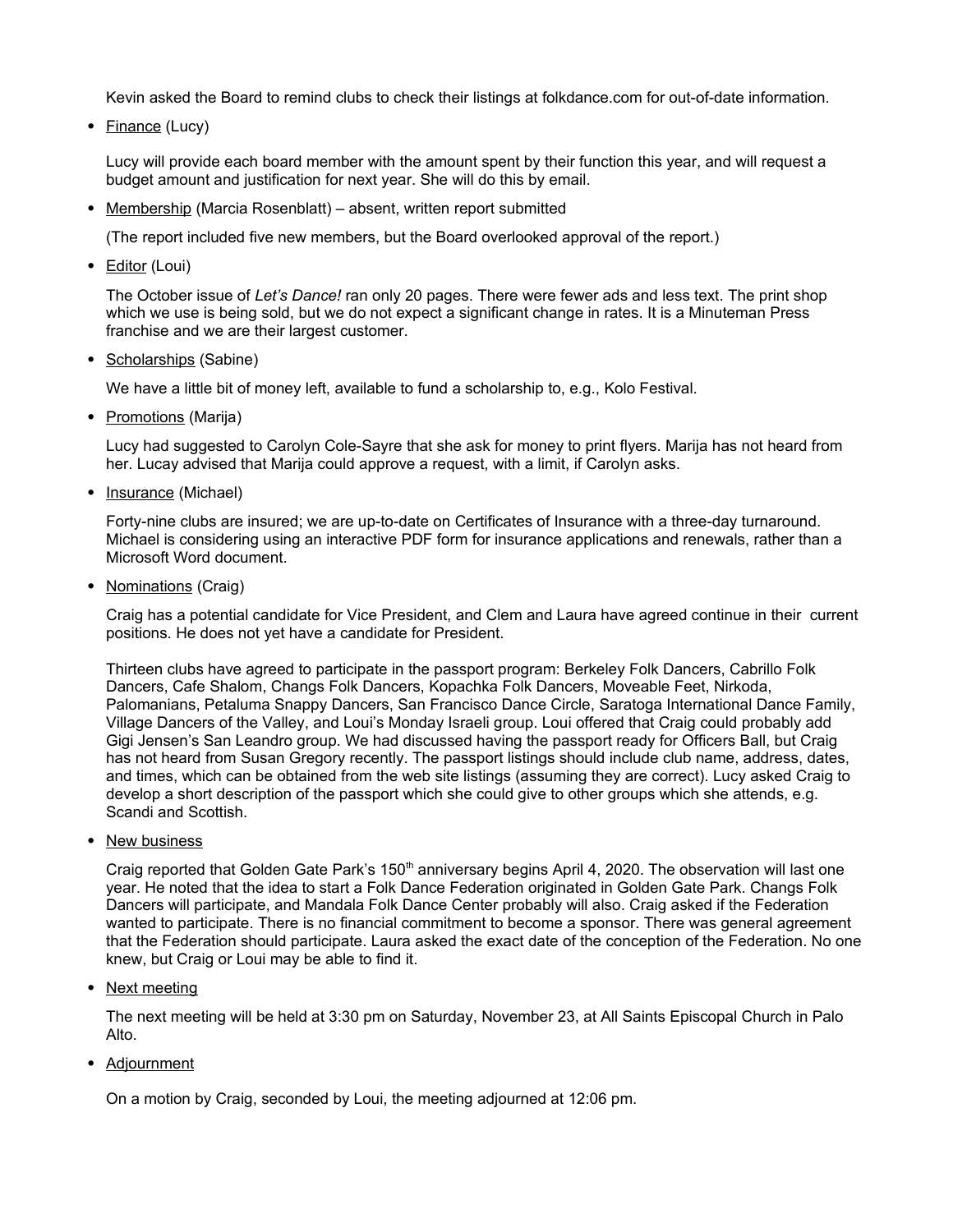Kevin asked the Board to remind clubs to check their listings at folkdance.com for out-of-date information.

- Finance (Lucy)

  Lucy will provide each board member with the amount spent by their function this year, and will request a budget amount and justification for next year. She will do this by email.

- Membership (Marcia Rosenblatt) – absent, written report submitted

  (The report included five new members, but the Board overlooked approval of the report.)

- Editor (Loui)

  The October issue of *Let's Dance!* ran only 20 pages. There were fewer ads and less text. The print shop which we use is being sold, but we do not expect a significant change in rates. It is a Minuteman Press franchise and we are their largest customer.

- Scholarships (Sabine)

  We have a little bit of money left, available to fund a scholarship to, e.g., Kolo Festival.

- Promotions (Marija)

  Lucy had suggested to Carolyn Cole-Sayre that she ask for money to print flyers. Marija has not heard from her. Lucay advised that Marija could approve a request, with a limit, if Carolyn asks.

- Insurance (Michael)

  Forty-nine clubs are insured; we are up-to-date on Certificates of Insurance with a three-day turnaround. Michael is considering using an interactive PDF form for insurance applications and renewals, rather than a Microsoft Word document.

- Nominations (Craig)

  Craig has a potential candidate for Vice President, and Clem and Laura have agreed continue in their current positions. He does not yet have a candidate for President.

  Thirteen clubs have agreed to participate in the passport program: Berkeley Folk Dancers, Cabrillo Folk Dancers, Cafe Shalom, Changs Folk Dancers, Kopachka Folk Dancers, Moveable Feet, Nirkoda, Palomanians, Petaluma Snappy Dancers, San Francisco Dance Circle, Saratoga International Dance Family, Village Dancers of the Valley, and Loui's Monday Israeli group. Loui offered that Craig could probably add Gigi Jensen's San Leandro group. We had discussed having the passport ready for Officers Ball, but Craig has not heard from Susan Gregory recently. The passport listings should include club name, address, dates, and times, which can be obtained from the web site listings (assuming they are correct). Lucy asked Craig to develop a short description of the passport which she could give to other groups which she attends, e.g. Scandi and Scottish.

- New business

  Craig reported that Golden Gate Park's 150th anniversary begins April 4, 2020. The observation will last one year. He noted that the idea to start a Folk Dance Federation originated in Golden Gate Park. Changs Folk Dancers will participate, and Mandala Folk Dance Center probably will also. Craig asked if the Federation wanted to participate. There is no financial commitment to become a sponsor. There was general agreement that the Federation should participate. Laura asked the exact date of the conception of the Federation. No one knew, but Craig or Loui may be able to find it.

- Next meeting

  The next meeting will be held at 3:30 pm on Saturday, November 23, at All Saints Episcopal Church in Palo Alto.

- Adjournment

  On a motion by Craig, seconded by Loui, the meeting adjourned at 12:06 pm.